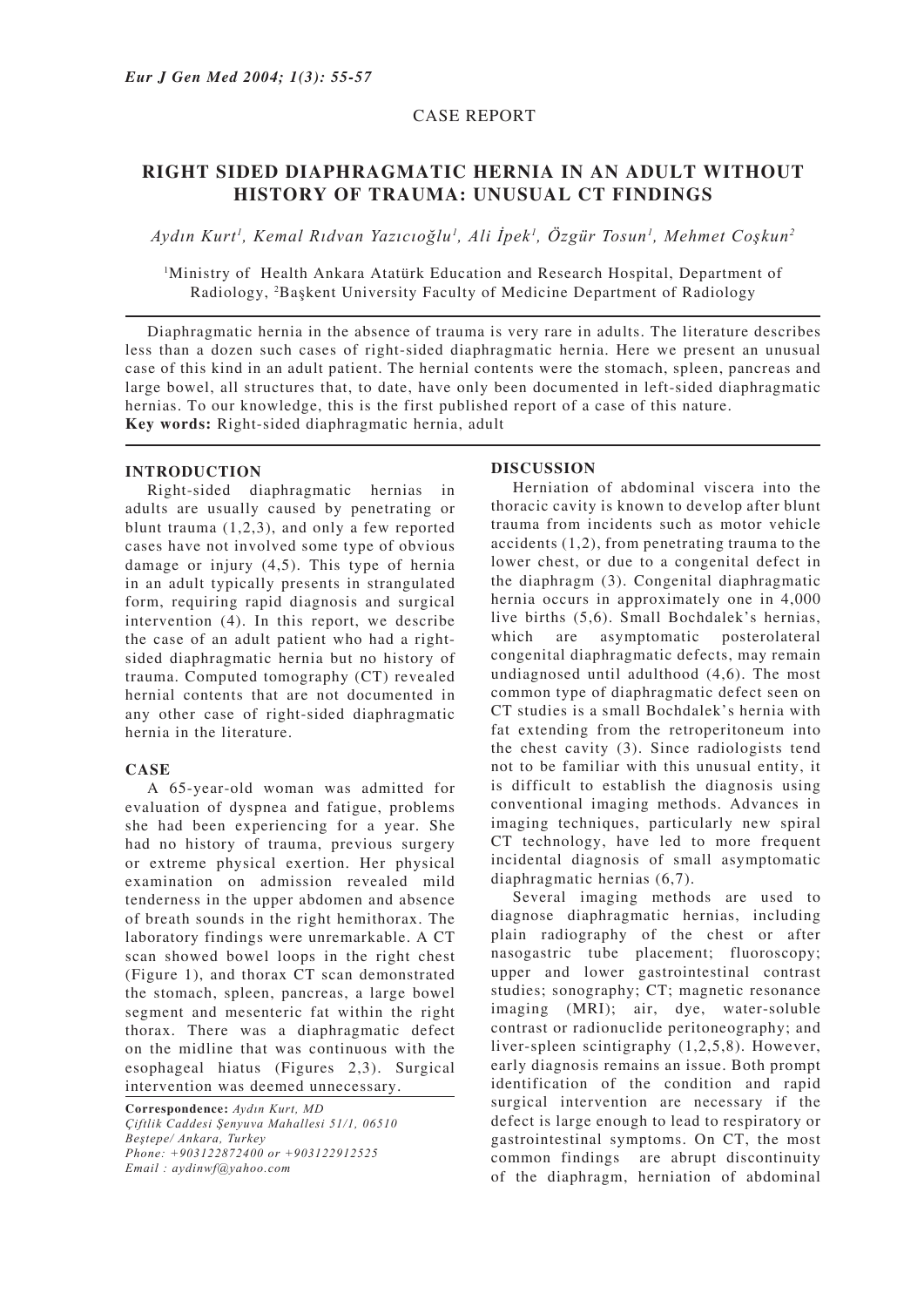CASE REPORT

# RIGHT SIDED DIAPHRAGMATIC HERNIA IN AN ADULT WITHOUT HISTORY OF TRAUMA: UNUSUAL CT FINDINGS

*Aydın Kurt[1], Kemal Rıdvan Yazıcıoğlu[1], Ali İpek[1], Özgür Tosun[1], Mehmet Coşkun[2]*

[1]Ministry of Health Ankara Atatürk Education and Research Hospital, Department of Radiology, [2]Başkent University Faculty of Medicine Department of Radiology

Diaphragmatic hernia in the absence of trauma is very rare in adults. The literature describes less than a dozen such cases of right-sided diaphragmatic hernia. Here we present an unusual case of this kind in an adult patient. The hernial contents were the stomach, spleen, pancreas and large bowel, all structures that, to date, have only been documented in left-sided diaphragmatic hernias. To our knowledge, this is the first published report of a case of this nature.

**Key words:** Right-sided diaphragmatic hernia, adult

## INTRODUCTION

Right-sided diaphragmatic hernias in adults are usually caused by penetrating or blunt trauma (1,2,3), and only a few reported cases have not involved some type of obvious damage or injury (4,5). This type of hernia in an adult typically presents in strangulated form, requiring rapid diagnosis and surgical intervention (4). In this report, we describe the case of an adult patient who had a right-sided diaphragmatic hernia but no history of trauma. Computed tomography (CT) revealed hernial contents that are not documented in any other case of right-sided diaphragmatic hernia in the literature.

## CASE

A 65-year-old woman was admitted for evaluation of dyspnea and fatigue, problems she had been experiencing for a year. She had no history of trauma, previous surgery or extreme physical exertion. Her physical examination on admission revealed mild tenderness in the upper abdomen and absence of breath sounds in the right hemithorax. The laboratory findings were unremarkable. A CT scan showed bowel loops in the right chest (Figure 1), and thorax CT scan demonstrated the stomach, spleen, pancreas, a large bowel segment and mesenteric fat within the right thorax. There was a diaphragmatic defect on the midline that was continuous with the esophageal hiatus (Figures 2,3). Surgical intervention was deemed unnecessary.

**Correspondence:** *Aydın Kurt, MD*
*Çiftlik Caddesi Şenyuva Mahallesi 51/1, 06510 Beştepe/ Ankara, Turkey*
*Phone: +903122872400 or +903122912525*
*Email : aydinwf@yahoo.com*

## DISCUSSION

Herniation of abdominal viscera into the thoracic cavity is known to develop after blunt trauma from incidents such as motor vehicle accidents (1,2), from penetrating trauma to the lower chest, or due to a congenital defect in the diaphragm (3). Congenital diaphragmatic hernia occurs in approximately one in 4,000 live births (5,6). Small Bochdalek's hernias, which are asymptomatic posterolateral congenital diaphragmatic defects, may remain undiagnosed until adulthood (4,6). The most common type of diaphragmatic defect seen on CT studies is a small Bochdalek's hernia with fat extending from the retroperitoneum into the chest cavity (3). Since radiologists tend not to be familiar with this unusual entity, it is difficult to establish the diagnosis using conventional imaging methods. Advances in imaging techniques, particularly new spiral CT technology, have led to more frequent incidental diagnosis of small asymptomatic diaphragmatic hernias (6,7).

Several imaging methods are used to diagnose diaphragmatic hernias, including plain radiography of the chest or after nasogastric tube placement; fluoroscopy; upper and lower gastrointestinal contrast studies; sonography; CT; magnetic resonance imaging (MRI); air, dye, water-soluble contrast or radionuclide peritoneography; and liver-spleen scintigraphy (1,2,5,8). However, early diagnosis remains an issue. Both prompt identification of the condition and rapid surgical intervention are necessary if the defect is large enough to lead to respiratory or gastrointestinal symptoms. On CT, the most common findings are abrupt discontinuity of the diaphragm, herniation of abdominal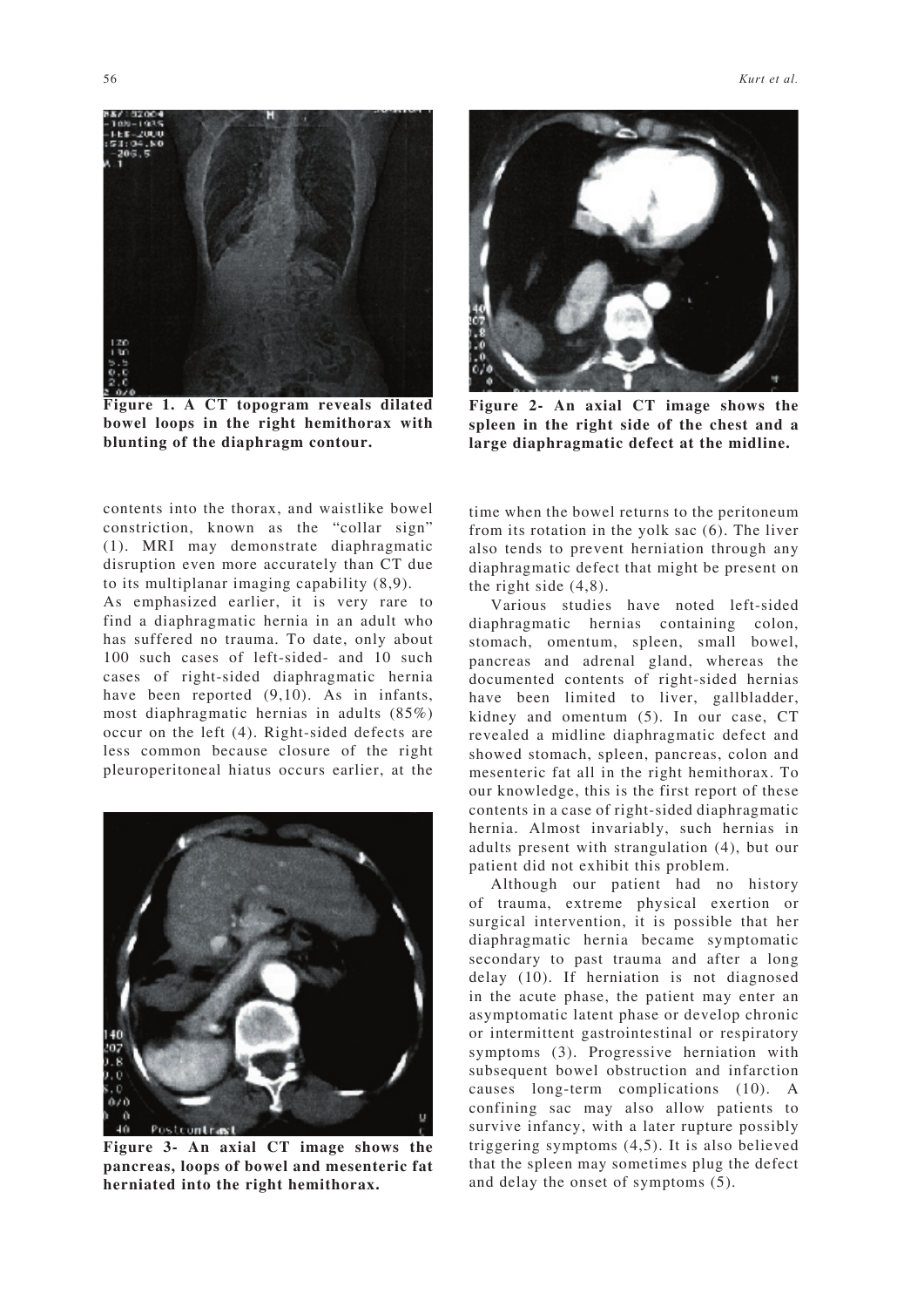Figure 1. A CT topogram reveals dilated bowel loops in the right hemithorax with blunting of the diaphragm contour.

Figure 2- An axial CT image shows the spleen in the right side of the chest and a large diaphragmatic defect at the midline.

contents into the thorax, and waistlike bowel constriction, known as the "collar sign" (1). MRI may demonstrate diaphragmatic disruption even more accurately than CT due to its multiplanar imaging capability (8,9).

As emphasized earlier, it is very rare to find a diaphragmatic hernia in an adult who has suffered no trauma. To date, only about 100 such cases of left-sided- and 10 such cases of right-sided diaphragmatic hernia have been reported (9,10). As in infants, most diaphragmatic hernias in adults (85%) occur on the left (4). Right-sided defects are less common because closure of the right pleuroperitoneal hiatus occurs earlier, at the time when the bowel returns to the peritoneum from its rotation in the yolk sac (6). The liver also tends to prevent herniation through any diaphragmatic defect that might be present on the right side (4,8).

Various studies have noted left-sided diaphragmatic hernias containing colon, stomach, omentum, spleen, small bowel, pancreas and adrenal gland, whereas the documented contents of right-sided hernias have been limited to liver, gallbladder, kidney and omentum (5). In our case, CT revealed a midline diaphragmatic defect and showed stomach, spleen, pancreas, colon and mesenteric fat all in the right hemithorax. To our knowledge, this is the first report of these contents in a case of right-sided diaphragmatic hernia. Almost invariably, such hernias in adults present with strangulation (4), but our patient did not exhibit this problem.

Although our patient had no history of trauma, extreme physical exertion or surgical intervention, it is possible that her diaphragmatic hernia became symptomatic secondary to past trauma and after a long delay (10). If herniation is not diagnosed in the acute phase, the patient may enter an asymptomatic latent phase or develop chronic or intermittent gastrointestinal or respiratory symptoms (3). Progressive herniation with subsequent bowel obstruction and infarction causes long-term complications (10). A confining sac may also allow patients to survive infancy, with a later rupture possibly triggering symptoms (4,5). It is also believed that the spleen may sometimes plug the defect and delay the onset of symptoms (5).

Figure 3- An axial CT image shows the pancreas, loops of bowel and mesenteric fat herniated into the right hemithorax.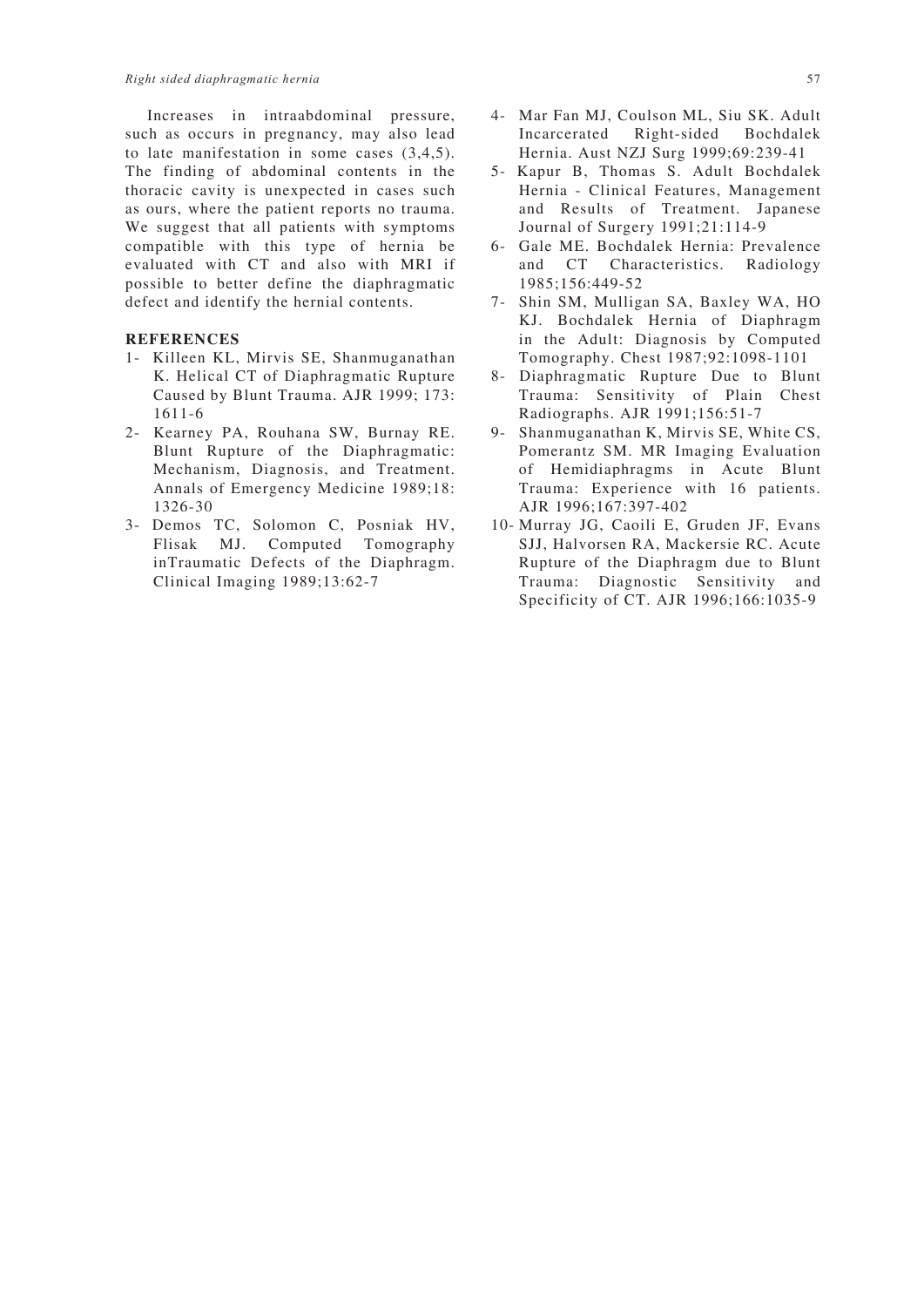Increases in intraabdominal pressure, such as occurs in pregnancy, may also lead to late manifestation in some cases (3,4,5). The finding of abdominal contents in the thoracic cavity is unexpected in cases such as ours, where the patient reports no trauma. We suggest that all patients with symptoms compatible with this type of hernia be evaluated with CT and also with MRI if possible to better define the diaphragmatic defect and identify the hernial contents.

**REFERENCES**

1- Killeen KL, Mirvis SE, Shanmuganathan K. Helical CT of Diaphragmatic Rupture Caused by Blunt Trauma. AJR 1999; 173: 1611-6

2- Kearney PA, Rouhana SW, Burnay RE. Blunt Rupture of the Diaphragmatic: Mechanism, Diagnosis, and Treatment. Annals of Emergency Medicine 1989;18: 1326-30

3- Demos TC, Solomon C, Posniak HV, Flisak MJ. Computed Tomography inTraumatic Defects of the Diaphragm. Clinical Imaging 1989;13:62-7

4- Mar Fan MJ, Coulson ML, Siu SK. Adult Incarcerated Right-sided Bochdalek Hernia. Aust NZJ Surg 1999;69:239-41

5- Kapur B, Thomas S. Adult Bochdalek Hernia - Clinical Features, Management and Results of Treatment. Japanese Journal of Surgery 1991;21:114-9

6- Gale ME. Bochdalek Hernia: Prevalence and CT Characteristics. Radiology 1985;156:449-52

7- Shin SM, Mulligan SA, Baxley WA, HO KJ. Bochdalek Hernia of Diaphragm in the Adult: Diagnosis by Computed Tomography. Chest 1987;92:1098-1101

8- Diaphragmatic Rupture Due to Blunt Trauma: Sensitivity of Plain Chest Radiographs. AJR 1991;156:51-7

9- Shanmuganathan K, Mirvis SE, White CS, Pomerantz SM. MR Imaging Evaluation of Hemidiaphragms in Acute Blunt Trauma: Experience with 16 patients. AJR 1996;167:397-402

10- Murray JG, Caoili E, Gruden JF, Evans SJJ, Halvorsen RA, Mackersie RC. Acute Rupture of the Diaphragm due to Blunt Trauma: Diagnostic Sensitivity and Specificity of CT. AJR 1996;166:1035-9